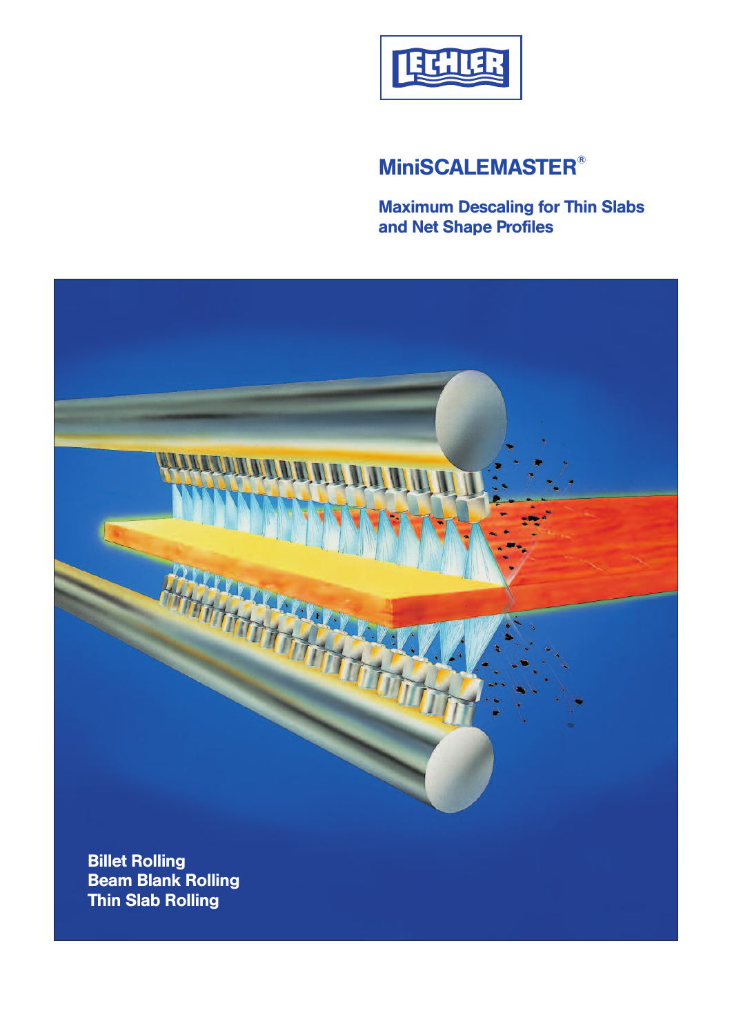LECHLER

# MiniSCALEMASTER®

**Maximum Descaling for Thin Slabs and Net Shape Profiles**

**Billet Rolling**
**Beam Blank Rolling**
**Thin Slab Rolling**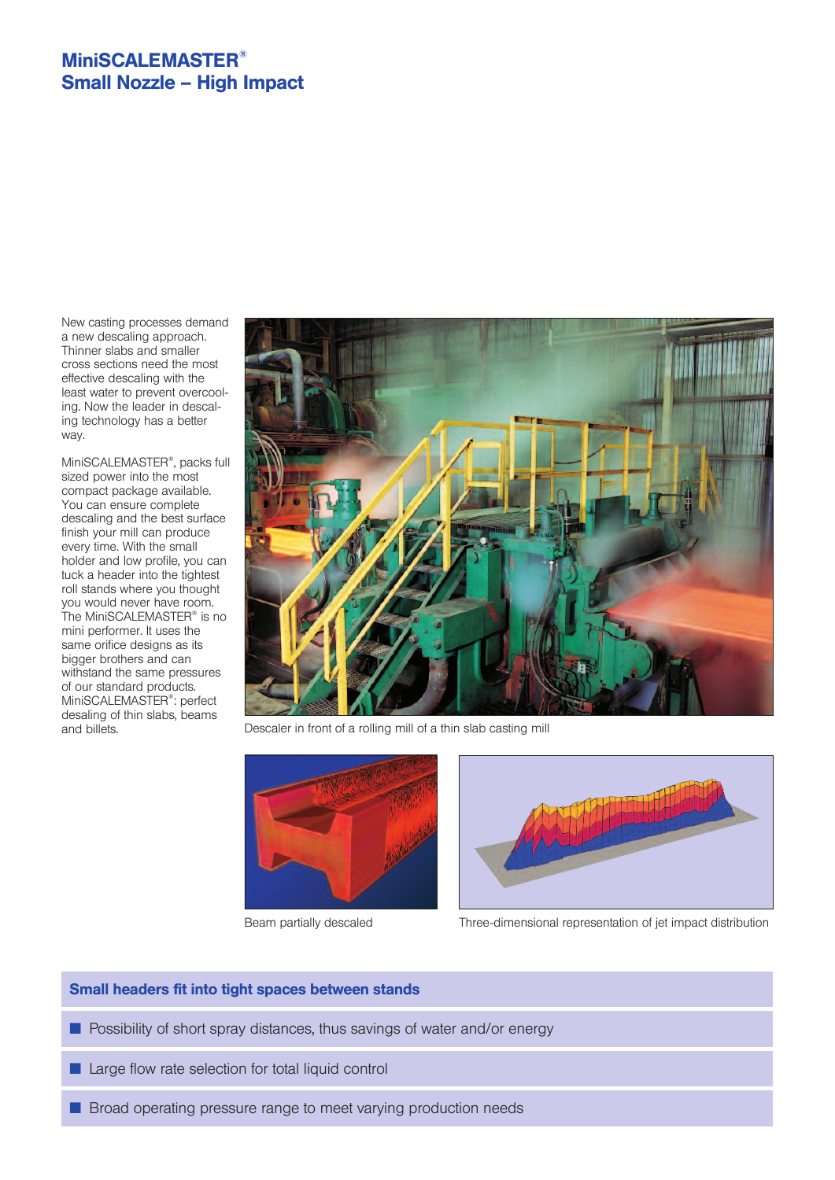# MiniSCALEMASTER®
## Small Nozzle – High Impact

New casting processes demand a new descaling approach. Thinner slabs and smaller cross sections need the most effective descaling with the least water to prevent overcooling. Now the leader in descaling technology has a better way.

MiniSCALEMASTER®, packs full sized power into the most compact package available. You can ensure complete descaling and the best surface finish your mill can produce every time. With the small holder and low profile, you can tuck a header into the tightest roll stands where you thought you would never have room. The MiniSCALEMASTER® is no mini performer. It uses the same orifice designs as its bigger brothers and can withstand the same pressures of our standard products. MiniSCALEMASTER®: perfect desaling of thin slabs, beams and billets.

Descaler in front of a rolling mill of a thin slab casting mill

Beam partially descaled

Three-dimensional representation of jet impact distribution

**Small headers fit into tight spaces between stands**

- Possibility of short spray distances, thus savings of water and/or energy
- Large flow rate selection for total liquid control
- Broad operating pressure range to meet varying production needs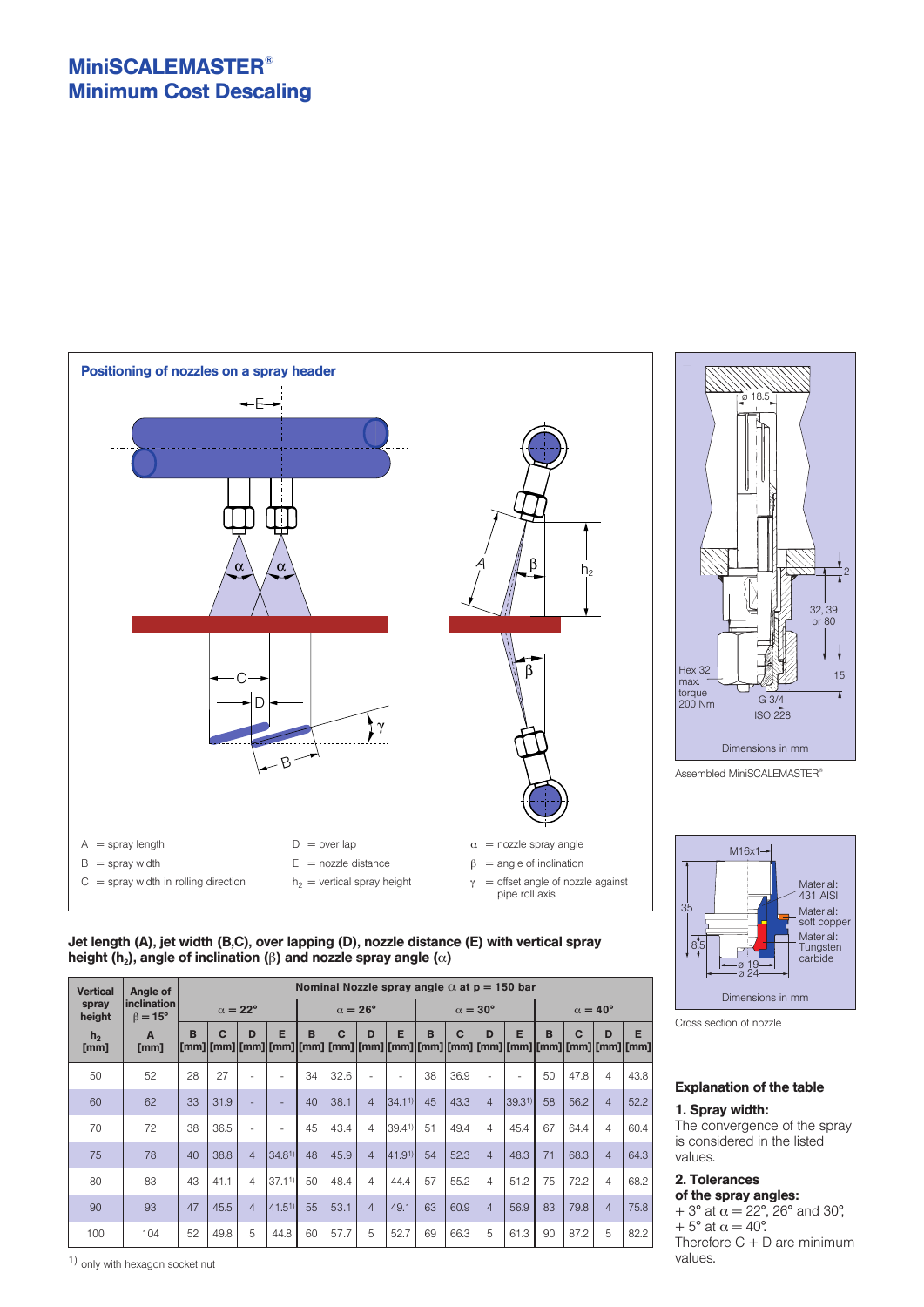# MiniSCALEMASTER®
# Minimum Cost Descaling

**Positioning of nozzles on a spray header**

E
α
α
C
D
γ
B
A
β
h2
β

A = spray length
B = spray width
C = spray width in rolling direction
D = over lap
E = nozzle distance
$h_2$ = vertical spray height
α = nozzle spray angle
β = angle of inclination
γ = offset angle of nozzle against pipe roll axis

ø 18.5
2
32, 39 or 80
15
Hex 32 max. torque 200 Nm
G 3/4 ISO 228
Dimensions in mm

Assembled MiniSCALEMASTER®

M16x1
35
8.5
ø 19
ø 24
Material: 431 AISI
Material: soft copper
Material: Tungsten carbide
Dimensions in mm

Cross section of nozzle

**Jet length (A), jet width (B,C), over lapping (D), nozzle distance (E) with vertical spray height ($h_2$), angle of inclination (β) and nozzle spray angle (α)**

| Vertical spray height | Angle of inclination β = 15° | Nominal Nozzle spray angle α at p = 150 bar | | | | | | | | | | | | | | | |
|---|---|---|---|---|---|---|---|---|---|---|---|---|---|---|---|---|---|
| | | α = 22° | | | | α = 26° | | | | α = 30° | | | | α = 40° | | | |
| $h_2$ [mm] | A [mm] | B [mm] | C [mm] | D [mm] | E [mm] | B [mm] | C [mm] | D [mm] | E [mm] | B [mm] | C [mm] | D [mm] | E [mm] | B [mm] | C [mm] | D [mm] | E [mm] |
| 50 | 52 | 28 | 27 | - | - | 34 | 32.6 | - | - | 38 | 36.9 | - | - | 50 | 47.8 | 4 | 43.8 |
| 60 | 62 | 33 | 31.9 | - | - | 40 | 38.1 | 4 | 34.1[1] | 45 | 43.3 | 4 | 39.3[1] | 58 | 56.2 | 4 | 52.2 |
| 70 | 72 | 38 | 36.5 | - | - | 45 | 43.4 | 4 | 39.4[1] | 51 | 49.4 | 4 | 45.4 | 67 | 64.4 | 4 | 60.4 |
| 75 | 78 | 40 | 38.8 | 4 | 34.8[1] | 48 | 45.9 | 4 | 41.9[1] | 54 | 52.3 | 4 | 48.3 | 71 | 68.3 | 4 | 64.3 |
| 80 | 83 | 43 | 41.1 | 4 | 37.1[1] | 50 | 48.4 | 4 | 44.4 | 57 | 55.2 | 4 | 51.2 | 75 | 72.2 | 4 | 68.2 |
| 90 | 93 | 47 | 45.5 | 4 | 41.5[1] | 55 | 53.1 | 4 | 49.1 | 63 | 60.9 | 4 | 56.9 | 83 | 79.8 | 4 | 75.8 |
| 100 | 104 | 52 | 49.8 | 5 | 44.8 | 60 | 57.7 | 5 | 52.7 | 69 | 66.3 | 5 | 61.3 | 90 | 87.2 | 5 | 82.2 |

[1] only with hexagon socket nut

### Explanation of the table

**1. Spray width:**
The convergence of the spray is considered in the listed values.

**2. Tolerances of the spray angles:**
+ 3° at α = 22°, 26° and 30°,
+ 5° at α = 40°.
Therefore C + D are minimum values.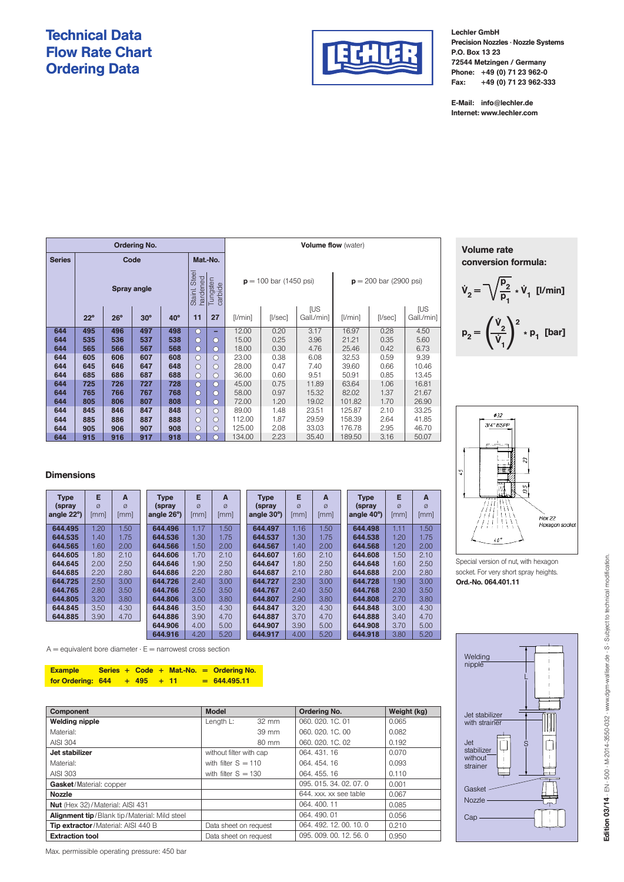# Technical Data
# Flow Rate Chart
# Ordering Data

**Lechler GmbH**
**Precision Nozzles · Nozzle Systems**
**P.O. Box 13 23**
**72544 Metzingen / Germany**
**Phone: +49 (0) 71 23 962-0**
**Fax: +49 (0) 71 23 962-333**

**E-Mail: info@lechler.de**
**Internet: www.lechler.de**

| Ordering No. | | | | | | | Volume flow (water) | | | | | |
|---|---|---|---|---|---|---|---|---|---|---|---|---|
| Series | Code | | | | Mat.-No. | | p = 100 bar (1450 psi) | | | p = 200 bar (2900 psi) | | |
| | Spray angle | | | | Stainl. Steel hardened | Tungsten carbide | | | | | | |
| | 22° | 26° | 30° | 40° | 11 | 27 | [l/min] | [l/sec] | [US Gall./min] | [l/min] | [l/sec] | [US Gall./min] |
| 644 | 495 | 496 | 497 | 498 | ○ | – | 12.00 | 0.20 | 3.17 | 16.97 | 0.28 | 4.50 |
| 644 | 535 | 536 | 537 | 538 | ○ | ○ | 15.00 | 0.25 | 3.96 | 21.21 | 0.35 | 5.60 |
| 644 | 565 | 566 | 567 | 568 | ○ | ○ | 18.00 | 0.30 | 4.76 | 25.46 | 0.42 | 6.73 |
| 644 | 605 | 606 | 607 | 608 | ○ | ○ | 23.00 | 0.38 | 6.08 | 32.53 | 0.59 | 9.39 |
| 644 | 645 | 646 | 647 | 648 | ○ | ○ | 28.00 | 0.47 | 7.40 | 39.60 | 0.66 | 10.46 |
| 644 | 685 | 686 | 687 | 688 | ○ | ○ | 36.00 | 0.60 | 9.51 | 50.91 | 0.85 | 13.45 |
| 644 | 725 | 726 | 727 | 728 | ○ | ○ | 45.00 | 0.75 | 11.89 | 63.64 | 1.06 | 16.81 |
| 644 | 765 | 766 | 767 | 768 | ○ | ○ | 58.00 | 0.97 | 15.32 | 82.02 | 1.37 | 21.67 |
| 644 | 805 | 806 | 807 | 808 | ○ | ○ | 72.00 | 1.20 | 19.02 | 101.82 | 1.70 | 26.90 |
| 644 | 845 | 846 | 847 | 848 | ○ | ○ | 89.00 | 1.48 | 23.51 | 125.87 | 2.10 | 33.25 |
| 644 | 885 | 886 | 887 | 888 | ○ | ○ | 112.00 | 1.87 | 29.59 | 158.39 | 2.64 | 41.85 |
| 644 | 905 | 906 | 907 | 908 | ○ | ○ | 125.00 | 2.08 | 33.03 | 176.78 | 2.95 | 46.70 |
| 644 | 915 | 916 | 917 | 918 | ○ | ○ | 134.00 | 2.23 | 35.40 | 189.50 | 3.16 | 50.07 |

**Volume rate conversion formula:**

$$\dot{V}_2 = \sqrt{\frac{p_2}{p_1}} \cdot \dot{V}_1 \quad [l/min]$$

$$p_2 = \left(\frac{\dot{V}_2}{\dot{V}_1}\right)^2 \cdot p_1 \quad [bar]$$

ø32
3/4" BSPP
45
23
13.5
Hex 22
Hexagon socket
40°

Special version of nut, with hexagon socket. For very short spray heights.
**Ord.-No. 064.401.11**

## Dimensions

| Type (spray angle 22°) | E ø [mm] | A ø [mm] |
|---|---|---|
| 644.495 | 1.20 | 1.50 |
| 644.535 | 1.40 | 1.75 |
| 644.565 | 1.60 | 2.00 |
| 644.605 | 1.80 | 2.10 |
| 644.645 | 2.00 | 2.50 |
| 644.685 | 2.20 | 2.80 |
| 644.725 | 2.50 | 3.00 |
| 644.765 | 2.80 | 3.50 |
| 644.805 | 3.20 | 3.80 |
| 644.845 | 3.50 | 4.30 |
| 644.885 | 3.90 | 4.70 |

| Type (spray angle 26°) | E ø [mm] | A ø [mm] |
|---|---|---|
| 644.496 | 1.17 | 1.50 |
| 644.536 | 1.30 | 1.75 |
| 644.566 | 1.50 | 2.00 |
| 644.606 | 1.70 | 2.10 |
| 644.646 | 1.90 | 2.50 |
| 644.686 | 2.20 | 2.80 |
| 644.726 | 2.40 | 3.00 |
| 644.766 | 2.50 | 3.50 |
| 644.806 | 3.00 | 3.80 |
| 644.846 | 3.50 | 4.30 |
| 644.886 | 3.90 | 4.70 |
| 644.906 | 4.00 | 5.00 |
| 644.916 | 4.20 | 5.20 |

| Type (spray angle 30°) | E ø [mm] | A ø [mm] |
|---|---|---|
| 644.497 | 1.16 | 1.50 |
| 644.537 | 1.30 | 1.75 |
| 644.567 | 1.40 | 2.00 |
| 644.607 | 1.60 | 2.10 |
| 644.647 | 1.80 | 2.50 |
| 644.687 | 2.10 | 2.80 |
| 644.727 | 2.30 | 3.00 |
| 644.767 | 2.40 | 3.50 |
| 644.807 | 2.90 | 3.80 |
| 644.847 | 3.20 | 4.30 |
| 644.887 | 3.70 | 4.70 |
| 644.907 | 3.90 | 5.00 |
| 644.917 | 4.00 | 5.20 |

| Type (spray angle 40°) | E ø [mm] | A ø [mm] |
|---|---|---|
| 644.498 | 1.11 | 1.50 |
| 644.538 | 1.20 | 1.75 |
| 644.568 | 1.20 | 2.00 |
| 644.608 | 1.50 | 2.10 |
| 644.648 | 1.60 | 2.50 |
| 644.688 | 2.00 | 2.80 |
| 644.728 | 1.90 | 3.00 |
| 644.768 | 2.30 | 3.50 |
| 644.808 | 2.70 | 3.80 |
| 644.848 | 3.00 | 4.30 |
| 644.888 | 3.40 | 4.70 |
| 644.908 | 3.70 | 5.00 |
| 644.918 | 3.80 | 5.20 |

A = equivalent bore diameter · E = narrowest cross section

| Example for Ordering: | Series | + | Code | + | Mat.-No. | = | Ordering No. |
|---|---|---|---|---|---|---|---|
| | 644 | + | 495 | + | 11 | = | 644.495.11 |

| Component | Model | | Ordering No. | Weight (kg) |
|---|---|---|---|---|
| **Welding nipple** | Length L: | 32 mm | 060. 020. 1C. 01 | 0.065 |
| Material: | | 39 mm | 060. 020. 1C. 00 | 0.082 |
| AISI 304 | | 80 mm | 060. 020. 1C. 02 | 0.192 |
| **Jet stabilizer** | without filter with cap | | 064. 431. 16 | 0.070 |
| Material: | with filter S = 110 | | 064. 454. 16 | 0.093 |
| AISI 303 | with filter S = 130 | | 064. 455. 16 | 0.110 |
| **Gasket**/Material: copper | | | 095. 015. 34. 02. 07. 0 | 0.001 |
| **Nozzle** | | | 644. xxx. xx see table | 0.067 |
| **Nut** (Hex 32)/Material: AISI 431 | | | 064. 400. 11 | 0.085 |
| **Alignment tip**/Blank tip/Material: Mild steel | | | 064. 490. 01 | 0.056 |
| **Tip extractor**/Material: AISI 440 B | Data sheet on request | | 064. 492. 12. 00. 10. 0 | 0.210 |
| **Extraction tool** | Data sheet on request | | 095. 009. 00. 12. 56. 0 | 0.950 |

Welding nipple
L
Jet stabilizer with strainer
Jet stabilizer without strainer
S
Gasket
Nozzle
Cap

Max. permissible operating pressure: 450 bar

**Edition 03/14** · EN · 500 · M-2014-3550-032 · www.dgm-walliser.de · S · Subject to technical modification.